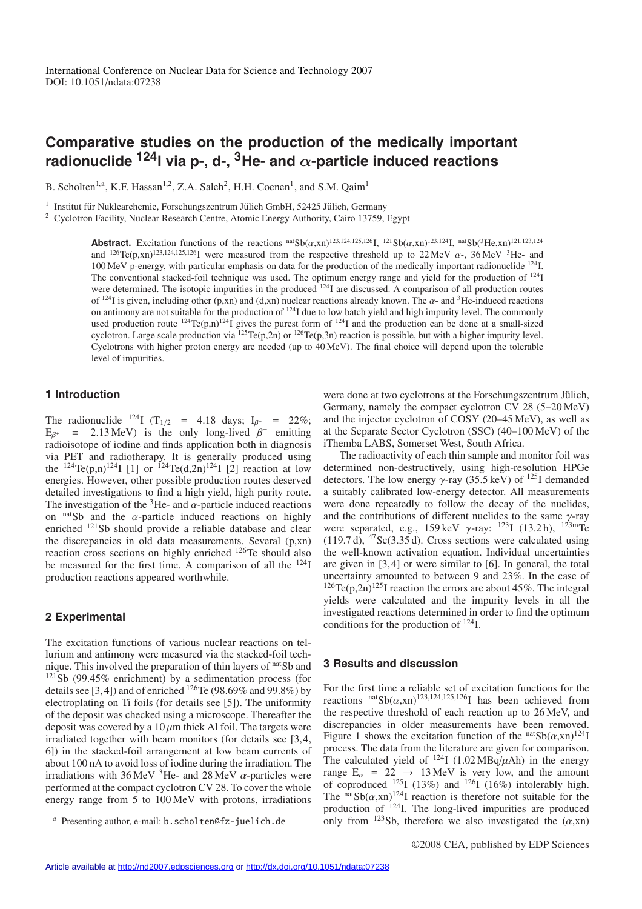International Conference on Nuclear Data for Science and Technology 2007
DOI: 10.1051/ndata:07238

# Comparative studies on the production of the medically important radionuclide $^{124}$I via p-, d-, $^{3}$He- and $\alpha$-particle induced reactions

B. Scholten[1,a], K.F. Hassan[1,2], Z.A. Saleh[2], H.H. Coenen[1], and S.M. Qaim[1]

[1] Institut für Nuklearchemie, Forschungszentrum Jülich GmbH, 52425 Jülich, Germany
[2] Cyclotron Facility, Nuclear Research Centre, Atomic Energy Authority, Cairo 13759, Egypt

**Abstract.** Excitation functions of the reactions $^{nat}$Sb($\alpha$,xn)$^{123,124,125,126}$I, $^{121}$Sb($\alpha$,xn)$^{123,124}$I, $^{nat}$Sb($^{3}$He,xn)$^{121,123,124}$ and $^{126}$Te(p,xn)$^{123,124,125,126}$I were measured from the respective threshold up to 22 MeV $\alpha$-, 36 MeV $^{3}$He- and 100 MeV p-energy, with particular emphasis on data for the production of the medically important radionuclide $^{124}$I. The conventional stacked-foil technique was used. The optimum energy range and yield for the production of $^{124}$I were determined. The isotopic impurities in the produced $^{124}$I are discussed. A comparison of all production routes of $^{124}$I is given, including other (p,xn) and (d,xn) nuclear reactions already known. The $\alpha$- and $^{3}$He-induced reactions on antimony are not suitable for the production of $^{124}$I due to low batch yield and high impurity level. The commonly used production route $^{124}$Te(p,n)$^{124}$I gives the purest form of $^{124}$I and the production can be done at a small-sized cyclotron. Large scale production via $^{125}$Te(p,2n) or $^{126}$Te(p,3n) reaction is possible, but with a higher impurity level. Cyclotrons with higher proton energy are needed (up to 40 MeV). The final choice will depend upon the tolerable level of impurities.

## 1 Introduction

The radionuclide $^{124}$I ($T_{1/2}$ = 4.18 days; $I_{\beta^+}$ = 22%; $E_{\beta^+}$ = 2.13 MeV) is the only long-lived $\beta^+$ emitting radioisotope of iodine and finds application both in diagnosis via PET and radiotherapy. It is generally produced using the $^{124}$Te(p,n)$^{124}$I [1] or $^{124}$Te(d,2n)$^{124}$I [2] reaction at low energies. However, other possible production routes deserved detailed investigations to find a high yield, high purity route. The investigation of the $^{3}$He- and $\alpha$-particle induced reactions on $^{nat}$Sb and the $\alpha$-particle induced reactions on highly enriched $^{121}$Sb should provide a reliable database and clear the discrepancies in old data measurements. Several (p,xn) reaction cross sections on highly enriched $^{126}$Te should also be measured for the first time. A comparison of all the $^{124}$I production reactions appeared worthwhile.

## 2 Experimental

The excitation functions of various nuclear reactions on tellurium and antimony were measured via the stacked-foil technique. This involved the preparation of thin layers of $^{nat}$Sb and $^{121}$Sb (99.45% enrichment) by a sedimentation process (for details see [3,4]) and of enriched $^{126}$Te (98.69% and 99.8%) by electroplating on Ti foils (for details see [5]). The uniformity of the deposit was checked using a microscope. Thereafter the deposit was covered by a 10 $\mu$m thick Al foil. The targets were irradiated together with beam monitors (for details see [3,4, 6]) in the stacked-foil arrangement at low beam currents of about 100 nA to avoid loss of iodine during the irradiation. The irradiations with 36 MeV $^{3}$He- and 28 MeV $\alpha$-particles were performed at the compact cyclotron CV 28. To cover the whole energy range from 5 to 100 MeV with protons, irradiations were done at two cyclotrons at the Forschungszentrum Jülich, Germany, namely the compact cyclotron CV 28 (5–20 MeV) and the injector cyclotron of COSY (20–45 MeV), as well as at the Separate Sector Cyclotron (SSC) (40–100 MeV) of the iThemba LABS, Somerset West, South Africa.

The radioactivity of each thin sample and monitor foil was determined non-destructively, using high-resolution HPGe detectors. The low energy $\gamma$-ray (35.5 keV) of $^{125}$I demanded a suitably calibrated low-energy detector. All measurements were done repeatedly to follow the decay of the nuclides, and the contributions of different nuclides to the same $\gamma$-ray were separated, e.g., 159 keV $\gamma$-ray: $^{123}$I (13.2 h), $^{123m}$Te (119.7 d), $^{47}$Sc(3.35 d). Cross sections were calculated using the well-known activation equation. Individual uncertainties are given in [3,4] or were similar to [6]. In general, the total uncertainty amounted to between 9 and 23%. In the case of $^{126}$Te(p,2n)$^{125}$I reaction the errors are about 45%. The integral yields were calculated and the impurity levels in all the investigated reactions determined in order to find the optimum conditions for the production of $^{124}$I.

## 3 Results and discussion

For the first time a reliable set of excitation functions for the reactions $^{nat}$Sb($\alpha$,xn)$^{123,124,125,126}$I has been achieved from the respective threshold of each reaction up to 26 MeV, and discrepancies in older measurements have been removed. Figure 1 shows the excitation function of the $^{nat}$Sb($\alpha$,xn)$^{124}$I process. The data from the literature are given for comparison. The calculated yield of $^{124}$I (1.02 MBq/$\mu$Ah) in the energy range $E_{\alpha}$ = 22 $\rightarrow$ 13 MeV is very low, and the amount of coproduced $^{125}$I (13%) and $^{126}$I (16%) intolerably high. The $^{nat}$Sb($\alpha$,xn)$^{124}$I reaction is therefore not suitable for the production of $^{124}$I. The long-lived impurities are produced only from $^{123}$Sb, therefore we also investigated the ($\alpha$,xn)

[a] Presenting author, e-mail: b.scholten@fz-juelich.de

©2008 CEA, published by EDP Sciences

Article available at http://nd2007.edpsciences.org or http://dx.doi.org/10.1051/ndata:07238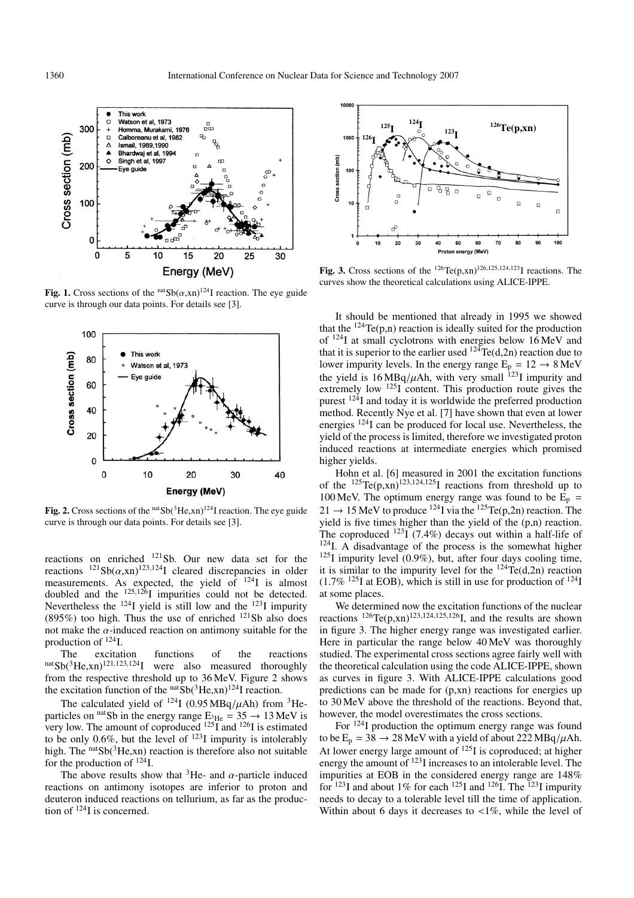**Fig. 1.** Cross sections of the $^{nat}Sb(\alpha,xn)^{124}I$ reaction. The eye guide curve is through our data points. For details see [3].

**Fig. 2.** Cross sections of the $^{nat}Sb(^3He,xn)^{124}I$ reaction. The eye guide curve is through our data points. For details see [3].

reactions on enriched $^{121}Sb$. Our new data set for the reactions $^{121}Sb(\alpha,xn)^{123,124}I$ cleared discrepancies in older measurements. As expected, the yield of $^{124}I$ is almost doubled and the $^{125,126}I$ impurities could not be detected. Nevertheless the $^{124}I$ yield is still low and the $^{123}I$ impurity (895%) too high. Thus the use of enriched $^{121}Sb$ also does not make the $\alpha$-induced reaction on antimony suitable for the production of $^{124}I$.

The excitation functions of the reactions $^{nat}Sb(^3He,xn)^{121,123,124}I$ were also measured thoroughly from the respective threshold up to 36 MeV. Figure 2 shows the excitation function of the $^{nat}Sb(^3He,xn)^{124}I$ reaction.

The calculated yield of $^{124}I$ (0.95 MBq/$\mu$Ah) from $^3$He-particles on $^{nat}Sb$ in the energy range $E_{^3He} = 35 \rightarrow 13$ MeV is very low. The amount of coproduced $^{125}I$ and $^{126}I$ is estimated to be only 0.6%, but the level of $^{123}I$ impurity is intolerably high. The $^{nat}Sb(^3He,xn)$ reaction is therefore also not suitable for the production of $^{124}I$.

The above results show that $^3$He- and $\alpha$-particle induced reactions on antimony isotopes are inferior to proton and deuteron induced reactions on tellurium, as far as the production of $^{124}I$ is concerned.

**Fig. 3.** Cross sections of the $^{126}Te(p,xn)^{126,125,124,123}I$ reactions. The curves show the theoretical calculations using ALICE-IPPE.

It should be mentioned that already in 1995 we showed that the $^{124}Te(p,n)$ reaction is ideally suited for the production of $^{124}I$ at small cyclotrons with energies below 16 MeV and that it is superior to the earlier used $^{124}Te(d,2n)$ reaction due to lower impurity levels. In the energy range $E_p = 12 \rightarrow 8$ MeV the yield is 16 MBq/$\mu$Ah, with very small $^{123}I$ impurity and extremely low $^{125}I$ content. This production route gives the purest $^{124}I$ and today it is worldwide the preferred production method. Recently Nye et al. [7] have shown that even at lower energies $^{124}I$ can be produced for local use. Nevertheless, the yield of the process is limited, therefore we investigated proton induced reactions at intermediate energies which promised higher yields.

Hohn et al. [6] measured in 2001 the excitation functions of the $^{125}Te(p,xn)^{123,124,125}I$ reactions from threshold up to 100 MeV. The optimum energy range was found to be $E_p = 21 \rightarrow 15$ MeV to produce $^{124}I$ via the $^{125}Te(p,2n)$ reaction. The yield is five times higher than the yield of the (p,n) reaction. The coproduced $^{123}I$ (7.4%) decays out within a half-life of $^{124}I$. A disadvantage of the process is the somewhat higher $^{125}I$ impurity level (0.9%), but, after four days cooling time, it is similar to the impurity level for the $^{124}Te(d,2n)$ reaction (1.7% $^{125}I$ at EOB), which is still in use for production of $^{124}I$ at some places.

We determined now the excitation functions of the nuclear reactions $^{126}Te(p,xn)^{123,124,125,126}I$, and the results are shown in figure 3. The higher energy range was investigated earlier. Here in particular the range below 40 MeV was thoroughly studied. The experimental cross sections agree fairly well with the theoretical calculation using the code ALICE-IPPE, shown as curves in figure 3. With ALICE-IPPE calculations good predictions can be made for (p,xn) reactions for energies up to 30 MeV above the threshold of the reactions. Beyond that, however, the model overestimates the cross sections.

For $^{124}I$ production the optimum energy range was found to be $E_p = 38 \rightarrow 28$ MeV with a yield of about 222 MBq/$\mu$Ah. At lower energy large amount of $^{125}I$ is coproduced; at higher energy the amount of $^{123}I$ increases to an intolerable level. The impurities at EOB in the considered energy range are 148% for $^{123}I$ and about 1% for each $^{125}I$ and $^{126}I$. The $^{123}I$ impurity needs to decay to a tolerable level till the time of application. Within about 6 days it decreases to <1%, while the level of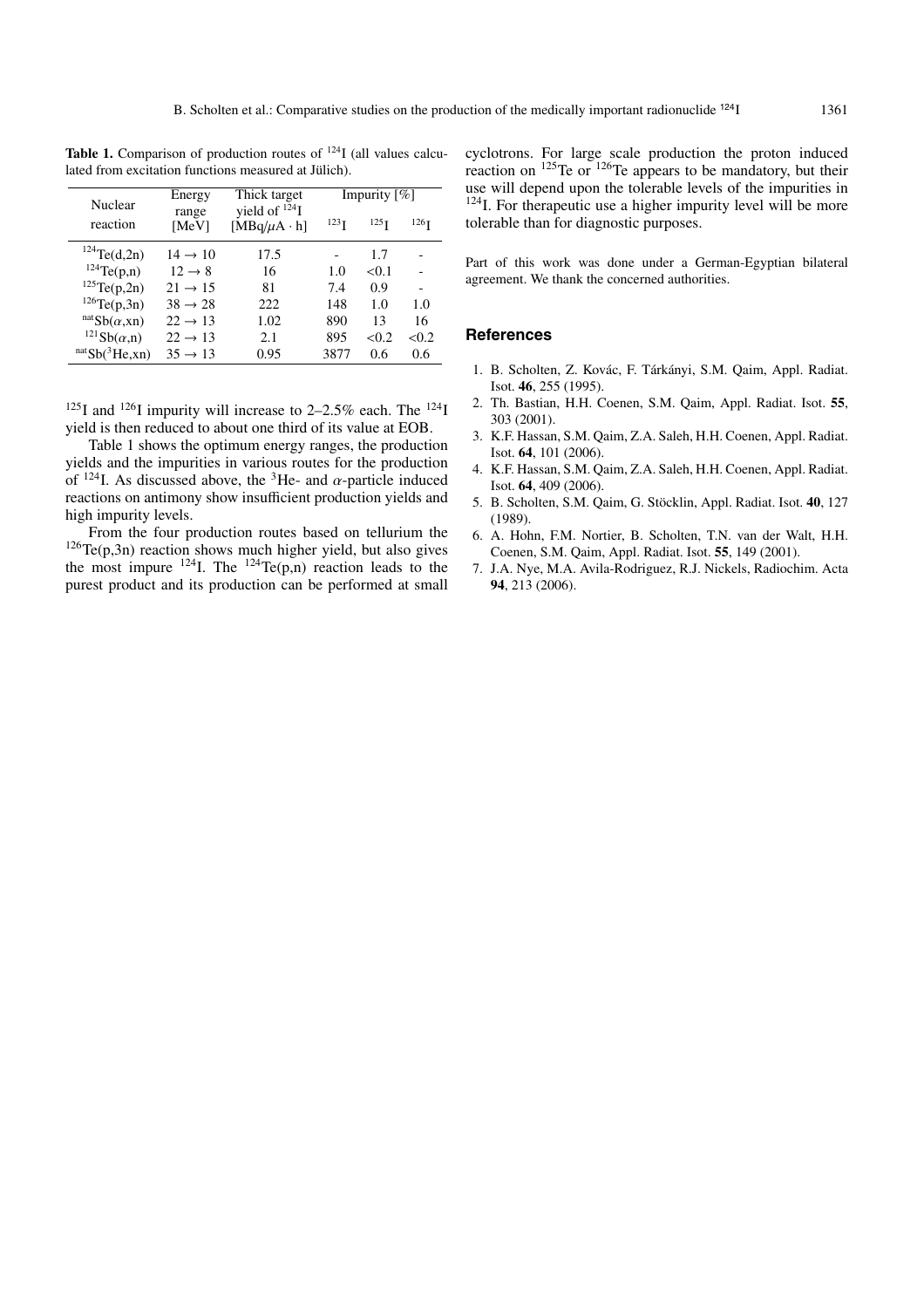**Table 1.** Comparison of production routes of $^{124}$I (all values calculated from excitation functions measured at Jülich).

| Nuclear reaction | Energy range [MeV] | Thick target yield of $^{124}$I [MBq/$\mu$A · h] | Impurity [%] | | |
|---|---|---|---|---|---|
| | | | $^{123}$I | $^{125}$I | $^{126}$I |
| $^{124}$Te(d,2n) | $14 \rightarrow 10$ | 17.5 | - | 1.7 | - |
| $^{124}$Te(p,n) | $12 \rightarrow 8$ | 16 | 1.0 | <0.1 | - |
| $^{125}$Te(p,2n) | $21 \rightarrow 15$ | 81 | 7.4 | 0.9 | - |
| $^{126}$Te(p,3n) | $38 \rightarrow 28$ | 222 | 148 | 1.0 | 1.0 |
| $^{nat}$Sb($\alpha$,xn) | $22 \rightarrow 13$ | 1.02 | 890 | 13 | 16 |
| $^{121}$Sb($\alpha$,n) | $22 \rightarrow 13$ | 2.1 | 895 | <0.2 | <0.2 |
| $^{nat}$Sb($^{3}$He,xn) | $35 \rightarrow 13$ | 0.95 | 3877 | 0.6 | 0.6 |

$^{125}$I and $^{126}$I impurity will increase to 2–2.5% each. The $^{124}$I yield is then reduced to about one third of its value at EOB.

Table 1 shows the optimum energy ranges, the production yields and the impurities in various routes for the production of $^{124}$I. As discussed above, the $^{3}$He- and $\alpha$-particle induced reactions on antimony show insufficient production yields and high impurity levels.

From the four production routes based on tellurium the $^{126}$Te(p,3n) reaction shows much higher yield, but also gives the most impure $^{124}$I. The $^{124}$Te(p,n) reaction leads to the purest product and its production can be performed at small cyclotrons. For large scale production the proton induced reaction on $^{125}$Te or $^{126}$Te appears to be mandatory, but their use will depend upon the tolerable levels of the impurities in $^{124}$I. For therapeutic use a higher impurity level will be more tolerable than for diagnostic purposes.

Part of this work was done under a German-Egyptian bilateral agreement. We thank the concerned authorities.

## References

1. B. Scholten, Z. Kovác, F. Tárkányi, S.M. Qaim, Appl. Radiat. Isot. **46**, 255 (1995).
2. Th. Bastian, H.H. Coenen, S.M. Qaim, Appl. Radiat. Isot. **55**, 303 (2001).
3. K.F. Hassan, S.M. Qaim, Z.A. Saleh, H.H. Coenen, Appl. Radiat. Isot. **64**, 101 (2006).
4. K.F. Hassan, S.M. Qaim, Z.A. Saleh, H.H. Coenen, Appl. Radiat. Isot. **64**, 409 (2006).
5. B. Scholten, S.M. Qaim, G. Stöcklin, Appl. Radiat. Isot. **40**, 127 (1989).
6. A. Hohn, F.M. Nortier, B. Scholten, T.N. van der Walt, H.H. Coenen, S.M. Qaim, Appl. Radiat. Isot. **55**, 149 (2001).
7. J.A. Nye, M.A. Avila-Rodriguez, R.J. Nickels, Radiochim. Acta **94**, 213 (2006).